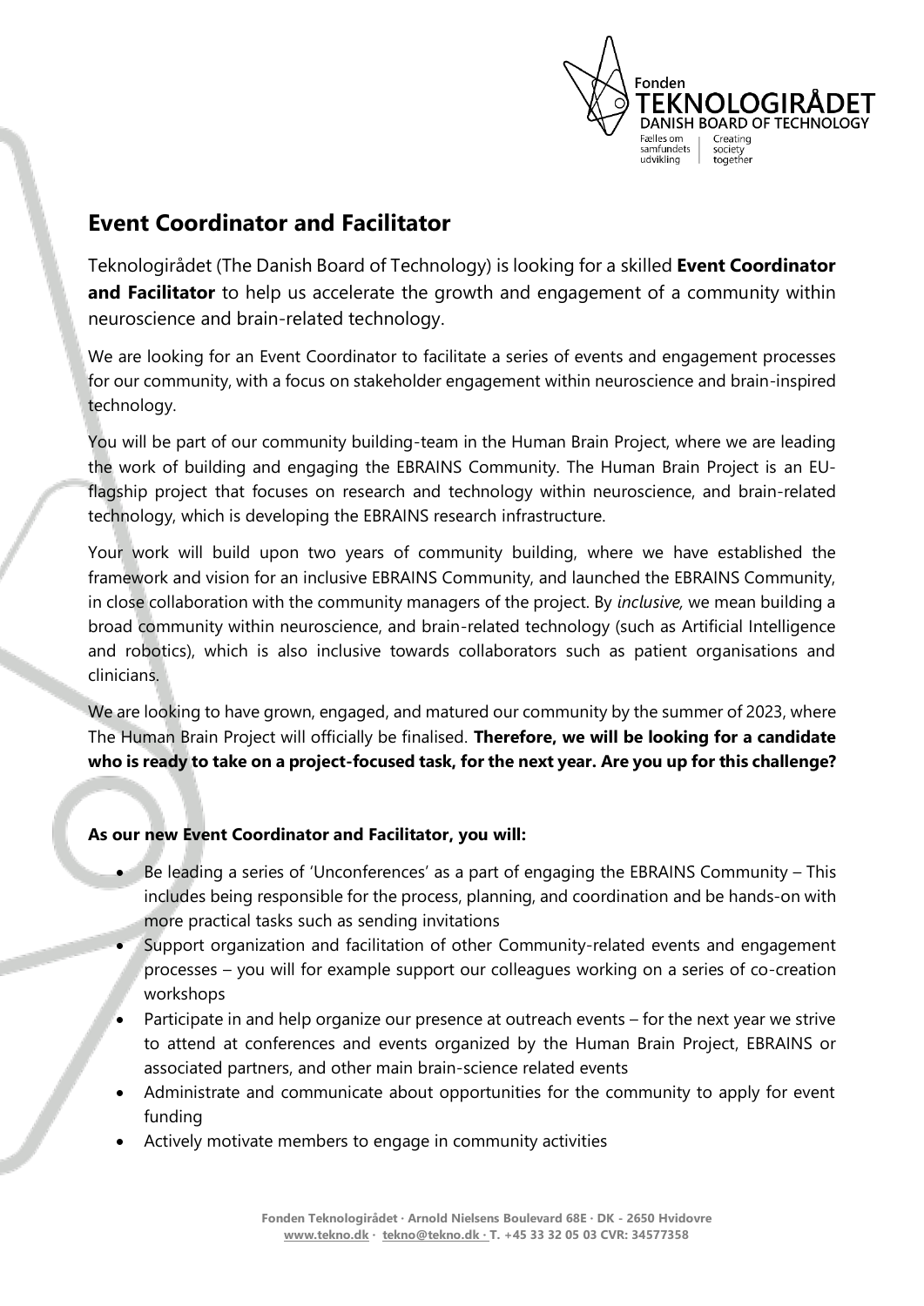# Event Coordinator and Facilitator

Teknologirådet (The Danish Board of Technology) is looking for a skilled **Event Coordinator and Facilitator** to help us accelerate the growth and engagement of a community within neuroscience and brain-related technology.

We are looking for an Event Coordinator to facilitate a series of events and engagement processes for our community, with a focus on stakeholder engagement within neuroscience and brain-inspired technology.

You will be part of our community building-team in the Human Brain Project, where we are leading the work of building and engaging the EBRAINS Community. The Human Brain Project is an EU-flagship project that focuses on research and technology within neuroscience, and brain-related technology, which is developing the EBRAINS research infrastructure.

Your work will build upon two years of community building, where we have established the framework and vision for an inclusive EBRAINS Community, and launched the EBRAINS Community, in close collaboration with the community managers of the project. By *inclusive,* we mean building a broad community within neuroscience, and brain-related technology (such as Artificial Intelligence and robotics), which is also inclusive towards collaborators such as patient organisations and clinicians.

We are looking to have grown, engaged, and matured our community by the summer of 2023, where The Human Brain Project will officially be finalised. **Therefore, we will be looking for a candidate who is ready to take on a project-focused task, for the next year. Are you up for this challenge?**

**As our new Event Coordinator and Facilitator, you will:**

- Be leading a series of 'Unconferences' as a part of engaging the EBRAINS Community – This includes being responsible for the process, planning, and coordination and be hands-on with more practical tasks such as sending invitations
- Support organization and facilitation of other Community-related events and engagement processes – you will for example support our colleagues working on a series of co-creation workshops
- Participate in and help organize our presence at outreach events – for the next year we strive to attend at conferences and events organized by the Human Brain Project, EBRAINS or associated partners, and other main brain-science related events
- Administrate and communicate about opportunities for the community to apply for event funding
- Actively motivate members to engage in community activities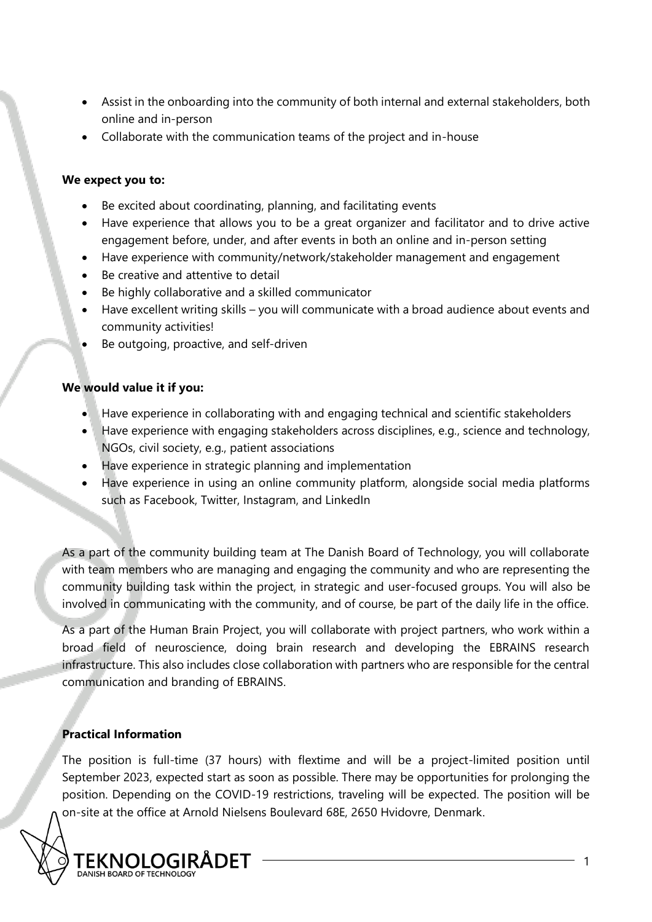- Assist in the onboarding into the community of both internal and external stakeholders, both online and in-person
- Collaborate with the communication teams of the project and in-house

**We expect you to:**

- Be excited about coordinating, planning, and facilitating events
- Have experience that allows you to be a great organizer and facilitator and to drive active engagement before, under, and after events in both an online and in-person setting
- Have experience with community/network/stakeholder management and engagement
- Be creative and attentive to detail
- Be highly collaborative and a skilled communicator
- Have excellent writing skills – you will communicate with a broad audience about events and community activities!
- Be outgoing, proactive, and self-driven

**We would value it if you:**

- Have experience in collaborating with and engaging technical and scientific stakeholders
- Have experience with engaging stakeholders across disciplines, e.g., science and technology, NGOs, civil society, e.g., patient associations
- Have experience in strategic planning and implementation
- Have experience in using an online community platform, alongside social media platforms such as Facebook, Twitter, Instagram, and LinkedIn

As a part of the community building team at The Danish Board of Technology, you will collaborate with team members who are managing and engaging the community and who are representing the community building task within the project, in strategic and user-focused groups. You will also be involved in communicating with the community, and of course, be part of the daily life in the office.

As a part of the Human Brain Project, you will collaborate with project partners, who work within a broad field of neuroscience, doing brain research and developing the EBRAINS research infrastructure. This also includes close collaboration with partners who are responsible for the central communication and branding of EBRAINS.

**Practical Information**

The position is full-time (37 hours) with flextime and will be a project-limited position until September 2023, expected start as soon as possible. There may be opportunities for prolonging the position. Depending on the COVID-19 restrictions, traveling will be expected. The position will be on-site at the office at Arnold Nielsens Boulevard 68E, 2650 Hvidovre, Denmark.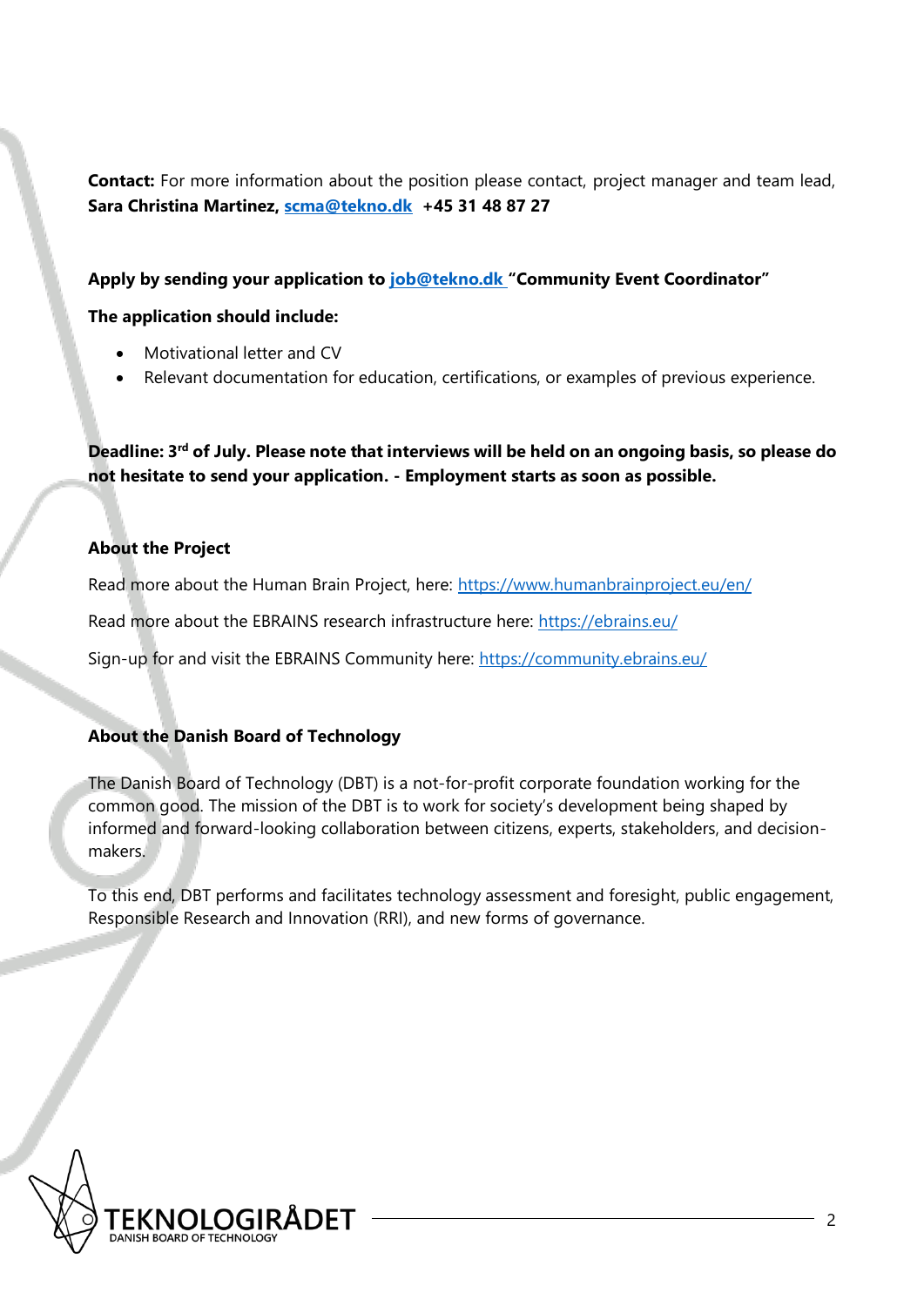**Contact:** For more information about the position please contact, project manager and team lead, **Sara Christina Martinez, scma@tekno.dk +45 31 48 87 27**

**Apply by sending your application to job@tekno.dk "Community Event Coordinator"**

**The application should include:**

- Motivational letter and CV
- Relevant documentation for education, certifications, or examples of previous experience.

**Deadline: 3rd of July. Please note that interviews will be held on an ongoing basis, so please do not hesitate to send your application. - Employment starts as soon as possible.**

**About the Project**

Read more about the Human Brain Project, here: https://www.humanbrainproject.eu/en/

Read more about the EBRAINS research infrastructure here: https://ebrains.eu/

Sign-up for and visit the EBRAINS Community here: https://community.ebrains.eu/

**About the Danish Board of Technology**

The Danish Board of Technology (DBT) is a not-for-profit corporate foundation working for the common good. The mission of the DBT is to work for society's development being shaped by informed and forward-looking collaboration between citizens, experts, stakeholders, and decision-makers.

To this end, DBT performs and facilitates technology assessment and foresight, public engagement, Responsible Research and Innovation (RRI), and new forms of governance.